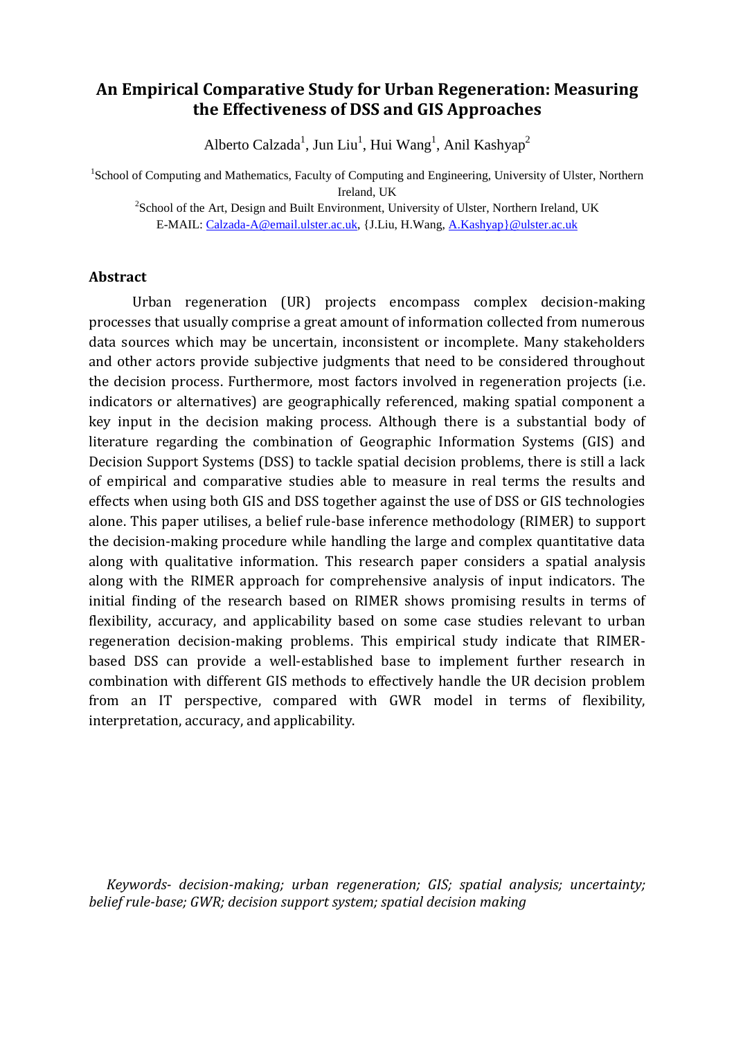# An Empirical Comparative Study for Urban Regeneration: Measuring the Effectiveness of DSS and GIS Approaches

Alberto Calzada[1], Jun Liu[1], Hui Wang[1], Anil Kashyap[2]

[1]School of Computing and Mathematics, Faculty of Computing and Engineering, University of Ulster, Northern Ireland, UK

[2]School of the Art, Design and Built Environment, University of Ulster, Northern Ireland, UK

E-MAIL: Calzada-A@email.ulster.ac.uk, {J.Liu, H.Wang, A.Kashyap}@ulster.ac.uk

## Abstract

Urban regeneration (UR) projects encompass complex decision-making processes that usually comprise a great amount of information collected from numerous data sources which may be uncertain, inconsistent or incomplete. Many stakeholders and other actors provide subjective judgments that need to be considered throughout the decision process. Furthermore, most factors involved in regeneration projects (i.e. indicators or alternatives) are geographically referenced, making spatial component a key input in the decision making process. Although there is a substantial body of literature regarding the combination of Geographic Information Systems (GIS) and Decision Support Systems (DSS) to tackle spatial decision problems, there is still a lack of empirical and comparative studies able to measure in real terms the results and effects when using both GIS and DSS together against the use of DSS or GIS technologies alone. This paper utilises, a belief rule-base inference methodology (RIMER) to support the decision-making procedure while handling the large and complex quantitative data along with qualitative information. This research paper considers a spatial analysis along with the RIMER approach for comprehensive analysis of input indicators. The initial finding of the research based on RIMER shows promising results in terms of flexibility, accuracy, and applicability based on some case studies relevant to urban regeneration decision-making problems. This empirical study indicate that RIMER-based DSS can provide a well-established base to implement further research in combination with different GIS methods to effectively handle the UR decision problem from an IT perspective, compared with GWR model in terms of flexibility, interpretation, accuracy, and applicability.

*Keywords- decision-making; urban regeneration; GIS; spatial analysis; uncertainty; belief rule-base; GWR; decision support system; spatial decision making*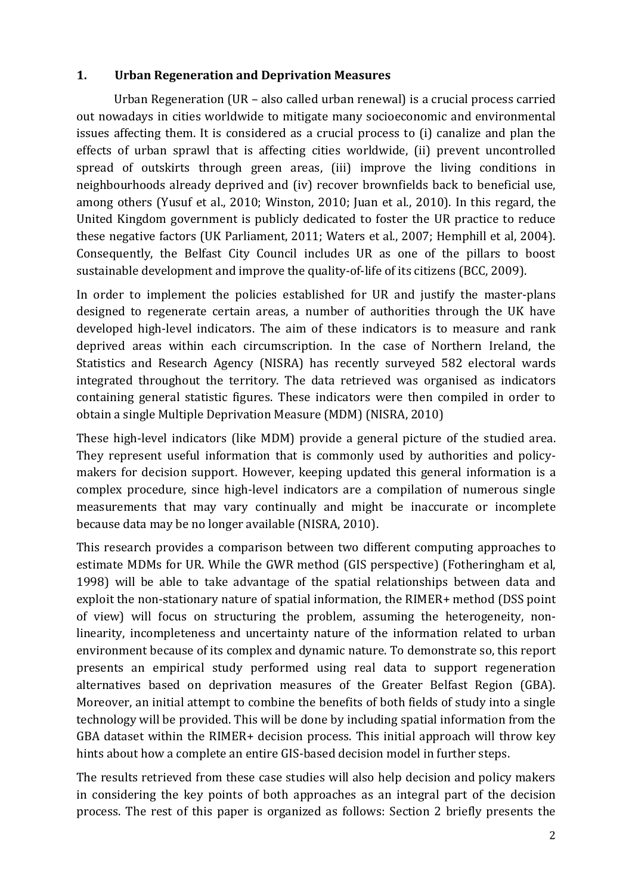## 1. Urban Regeneration and Deprivation Measures

Urban Regeneration (UR – also called urban renewal) is a crucial process carried out nowadays in cities worldwide to mitigate many socioeconomic and environmental issues affecting them. It is considered as a crucial process to (i) canalize and plan the effects of urban sprawl that is affecting cities worldwide, (ii) prevent uncontrolled spread of outskirts through green areas, (iii) improve the living conditions in neighbourhoods already deprived and (iv) recover brownfields back to beneficial use, among others (Yusuf et al., 2010; Winston, 2010; Juan et al., 2010). In this regard, the United Kingdom government is publicly dedicated to foster the UR practice to reduce these negative factors (UK Parliament, 2011; Waters et al., 2007; Hemphill et al, 2004). Consequently, the Belfast City Council includes UR as one of the pillars to boost sustainable development and improve the quality-of-life of its citizens (BCC, 2009).

In order to implement the policies established for UR and justify the master-plans designed to regenerate certain areas, a number of authorities through the UK have developed high-level indicators. The aim of these indicators is to measure and rank deprived areas within each circumscription. In the case of Northern Ireland, the Statistics and Research Agency (NISRA) has recently surveyed 582 electoral wards integrated throughout the territory. The data retrieved was organised as indicators containing general statistic figures. These indicators were then compiled in order to obtain a single Multiple Deprivation Measure (MDM) (NISRA, 2010)

These high-level indicators (like MDM) provide a general picture of the studied area. They represent useful information that is commonly used by authorities and policy-makers for decision support. However, keeping updated this general information is a complex procedure, since high-level indicators are a compilation of numerous single measurements that may vary continually and might be inaccurate or incomplete because data may be no longer available (NISRA, 2010).

This research provides a comparison between two different computing approaches to estimate MDMs for UR. While the GWR method (GIS perspective) (Fotheringham et al, 1998) will be able to take advantage of the spatial relationships between data and exploit the non-stationary nature of spatial information, the RIMER+ method (DSS point of view) will focus on structuring the problem, assuming the heterogeneity, non-linearity, incompleteness and uncertainty nature of the information related to urban environment because of its complex and dynamic nature. To demonstrate so, this report presents an empirical study performed using real data to support regeneration alternatives based on deprivation measures of the Greater Belfast Region (GBA). Moreover, an initial attempt to combine the benefits of both fields of study into a single technology will be provided. This will be done by including spatial information from the GBA dataset within the RIMER+ decision process. This initial approach will throw key hints about how a complete an entire GIS-based decision model in further steps.

The results retrieved from these case studies will also help decision and policy makers in considering the key points of both approaches as an integral part of the decision process. The rest of this paper is organized as follows: Section 2 briefly presents the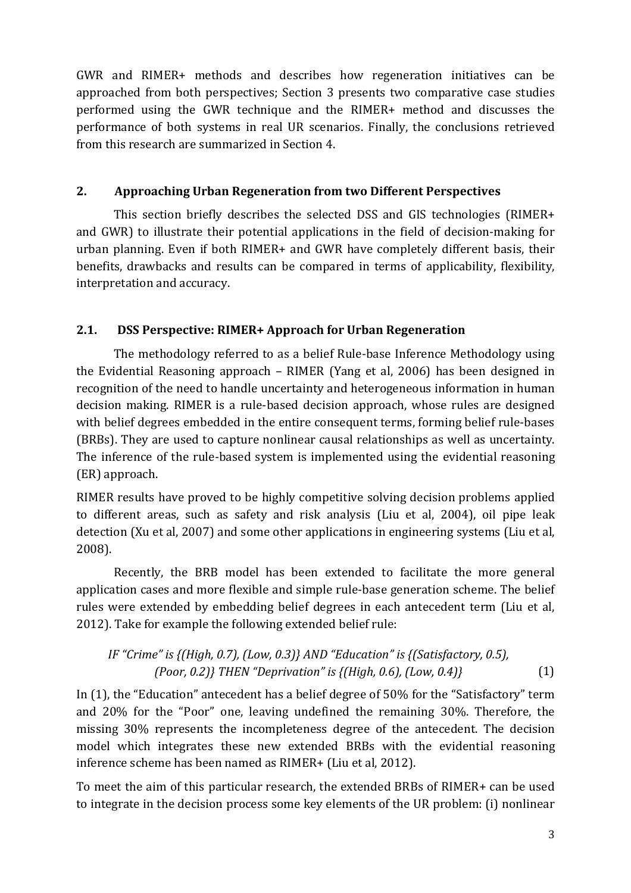GWR and RIMER+ methods and describes how regeneration initiatives can be approached from both perspectives; Section 3 presents two comparative case studies performed using the GWR technique and the RIMER+ method and discusses the performance of both systems in real UR scenarios. Finally, the conclusions retrieved from this research are summarized in Section 4.

## 2. Approaching Urban Regeneration from two Different Perspectives

This section briefly describes the selected DSS and GIS technologies (RIMER+ and GWR) to illustrate their potential applications in the field of decision-making for urban planning. Even if both RIMER+ and GWR have completely different basis, their benefits, drawbacks and results can be compared in terms of applicability, flexibility, interpretation and accuracy.

### 2.1. DSS Perspective: RIMER+ Approach for Urban Regeneration

The methodology referred to as a belief Rule-base Inference Methodology using the Evidential Reasoning approach – RIMER (Yang et al, 2006) has been designed in recognition of the need to handle uncertainty and heterogeneous information in human decision making. RIMER is a rule-based decision approach, whose rules are designed with belief degrees embedded in the entire consequent terms, forming belief rule-bases (BRBs). They are used to capture nonlinear causal relationships as well as uncertainty. The inference of the rule-based system is implemented using the evidential reasoning (ER) approach.

RIMER results have proved to be highly competitive solving decision problems applied to different areas, such as safety and risk analysis (Liu et al, 2004), oil pipe leak detection (Xu et al, 2007) and some other applications in engineering systems (Liu et al, 2008).

Recently, the BRB model has been extended to facilitate the more general application cases and more flexible and simple rule-base generation scheme. The belief rules were extended by embedding belief degrees in each antecedent term (Liu et al, 2012). Take for example the following extended belief rule:

*IF "Crime" is {(High, 0.7), (Low, 0.3)} AND "Education" is {(Satisfactory, 0.5), (Poor, 0.2)} THEN "Deprivation" is {(High, 0.6), (Low, 0.4)}* (1)

In (1), the "Education" antecedent has a belief degree of 50% for the "Satisfactory" term and 20% for the "Poor" one, leaving undefined the remaining 30%. Therefore, the missing 30% represents the incompleteness degree of the antecedent. The decision model which integrates these new extended BRBs with the evidential reasoning inference scheme has been named as RIMER+ (Liu et al, 2012).

To meet the aim of this particular research, the extended BRBs of RIMER+ can be used to integrate in the decision process some key elements of the UR problem: (i) nonlinear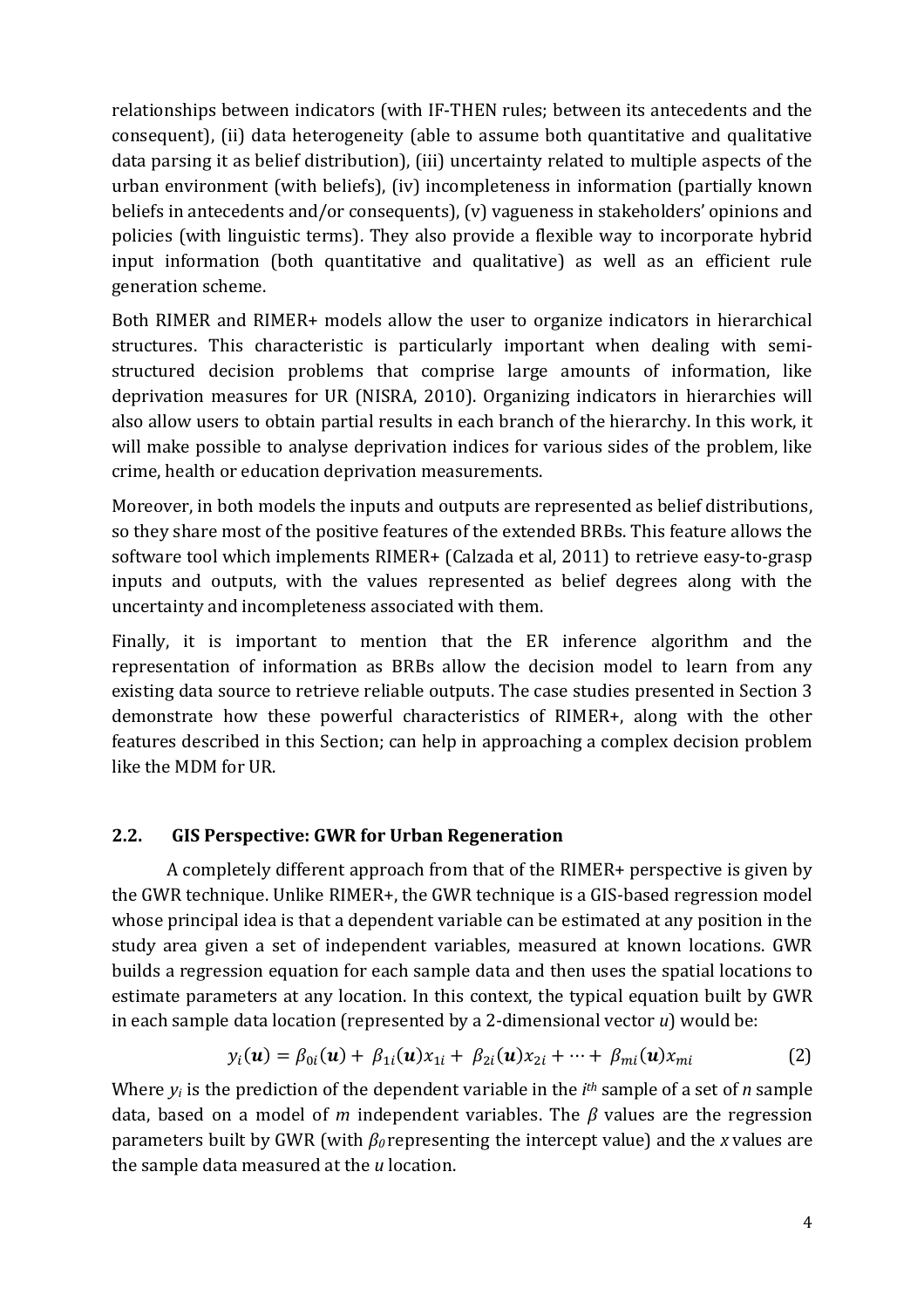relationships between indicators (with IF-THEN rules; between its antecedents and the consequent), (ii) data heterogeneity (able to assume both quantitative and qualitative data parsing it as belief distribution), (iii) uncertainty related to multiple aspects of the urban environment (with beliefs), (iv) incompleteness in information (partially known beliefs in antecedents and/or consequents), (v) vagueness in stakeholders' opinions and policies (with linguistic terms). They also provide a flexible way to incorporate hybrid input information (both quantitative and qualitative) as well as an efficient rule generation scheme.

Both RIMER and RIMER+ models allow the user to organize indicators in hierarchical structures. This characteristic is particularly important when dealing with semi-structured decision problems that comprise large amounts of information, like deprivation measures for UR (NISRA, 2010). Organizing indicators in hierarchies will also allow users to obtain partial results in each branch of the hierarchy. In this work, it will make possible to analyse deprivation indices for various sides of the problem, like crime, health or education deprivation measurements.

Moreover, in both models the inputs and outputs are represented as belief distributions, so they share most of the positive features of the extended BRBs. This feature allows the software tool which implements RIMER+ (Calzada et al, 2011) to retrieve easy-to-grasp inputs and outputs, with the values represented as belief degrees along with the uncertainty and incompleteness associated with them.

Finally, it is important to mention that the ER inference algorithm and the representation of information as BRBs allow the decision model to learn from any existing data source to retrieve reliable outputs. The case studies presented in Section 3 demonstrate how these powerful characteristics of RIMER+, along with the other features described in this Section; can help in approaching a complex decision problem like the MDM for UR.

### 2.2. GIS Perspective: GWR for Urban Regeneration

A completely different approach from that of the RIMER+ perspective is given by the GWR technique. Unlike RIMER+, the GWR technique is a GIS-based regression model whose principal idea is that a dependent variable can be estimated at any position in the study area given a set of independent variables, measured at known locations. GWR builds a regression equation for each sample data and then uses the spatial locations to estimate parameters at any location. In this context, the typical equation built by GWR in each sample data location (represented by a 2-dimensional vector $u$) would be:

$$y_i(\boldsymbol{u}) = \beta_{0i}(\boldsymbol{u}) + \beta_{1i}(\boldsymbol{u})x_{1i} + \beta_{2i}(\boldsymbol{u})x_{2i} + \cdots + \beta_{mi}(\boldsymbol{u})x_{mi} \tag{2}$$

Where $y_i$ is the prediction of the dependent variable in the $i^{th}$ sample of a set of $n$ sample data, based on a model of $m$ independent variables. The $\beta$ values are the regression parameters built by GWR (with $\beta_0$ representing the intercept value) and the $x$ values are the sample data measured at the $u$ location.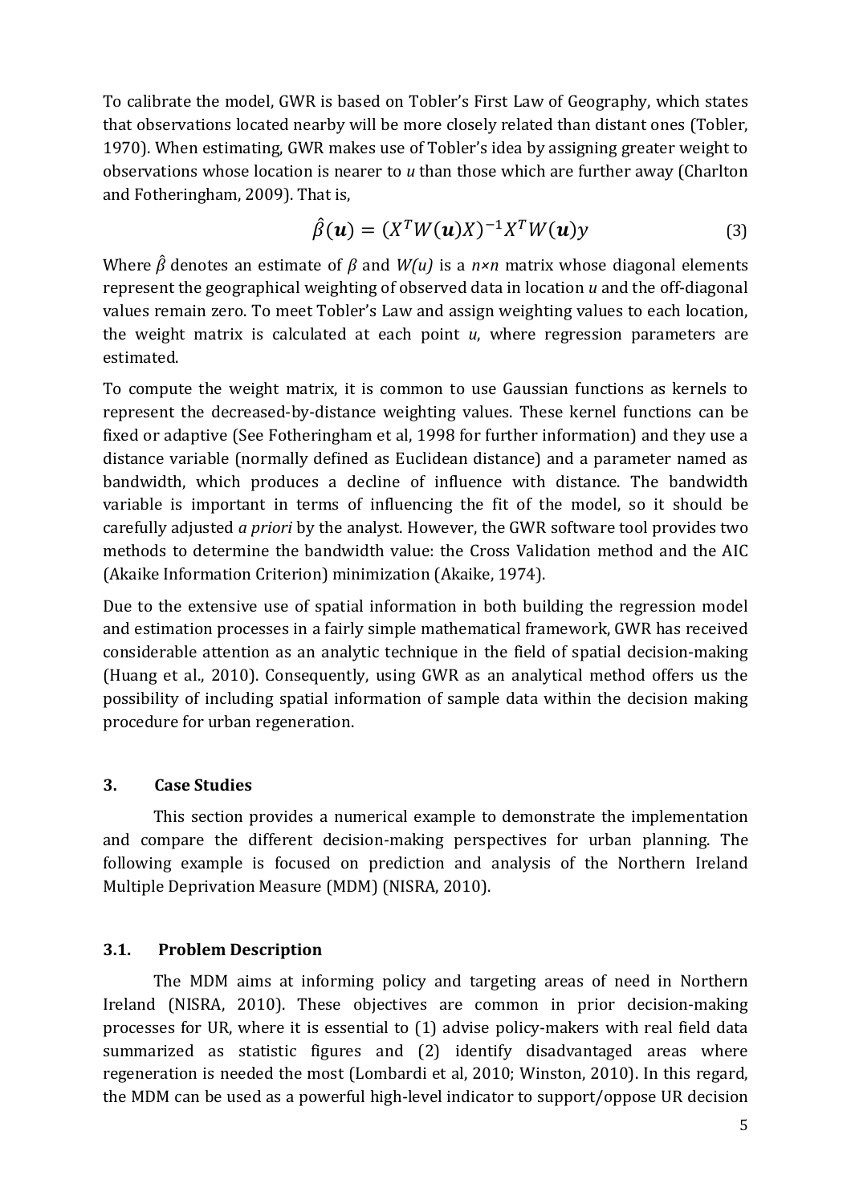To calibrate the model, GWR is based on Tobler's First Law of Geography, which states that observations located nearby will be more closely related than distant ones (Tobler, 1970). When estimating, GWR makes use of Tobler's idea by assigning greater weight to observations whose location is nearer to *u* than those which are further away (Charlton and Fotheringham, 2009). That is,

$$\hat{\beta}(\boldsymbol{u}) = (X^T W(\boldsymbol{u}) X)^{-1} X^T W(\boldsymbol{u}) y \quad (3)$$

Where $\hat{\beta}$ denotes an estimate of $\beta$ and $W(u)$ is a $n \times n$ matrix whose diagonal elements represent the geographical weighting of observed data in location *u* and the off-diagonal values remain zero. To meet Tobler's Law and assign weighting values to each location, the weight matrix is calculated at each point *u*, where regression parameters are estimated.

To compute the weight matrix, it is common to use Gaussian functions as kernels to represent the decreased-by-distance weighting values. These kernel functions can be fixed or adaptive (See Fotheringham et al, 1998 for further information) and they use a distance variable (normally defined as Euclidean distance) and a parameter named as bandwidth, which produces a decline of influence with distance. The bandwidth variable is important in terms of influencing the fit of the model, so it should be carefully adjusted *a priori* by the analyst. However, the GWR software tool provides two methods to determine the bandwidth value: the Cross Validation method and the AIC (Akaike Information Criterion) minimization (Akaike, 1974).

Due to the extensive use of spatial information in both building the regression model and estimation processes in a fairly simple mathematical framework, GWR has received considerable attention as an analytic technique in the field of spatial decision-making (Huang et al., 2010). Consequently, using GWR as an analytical method offers us the possibility of including spatial information of sample data within the decision making procedure for urban regeneration.

## 3. Case Studies

This section provides a numerical example to demonstrate the implementation and compare the different decision-making perspectives for urban planning. The following example is focused on prediction and analysis of the Northern Ireland Multiple Deprivation Measure (MDM) (NISRA, 2010).

### 3.1. Problem Description

The MDM aims at informing policy and targeting areas of need in Northern Ireland (NISRA, 2010). These objectives are common in prior decision-making processes for UR, where it is essential to (1) advise policy-makers with real field data summarized as statistic figures and (2) identify disadvantaged areas where regeneration is needed the most (Lombardi et al, 2010; Winston, 2010). In this regard, the MDM can be used as a powerful high-level indicator to support/oppose UR decision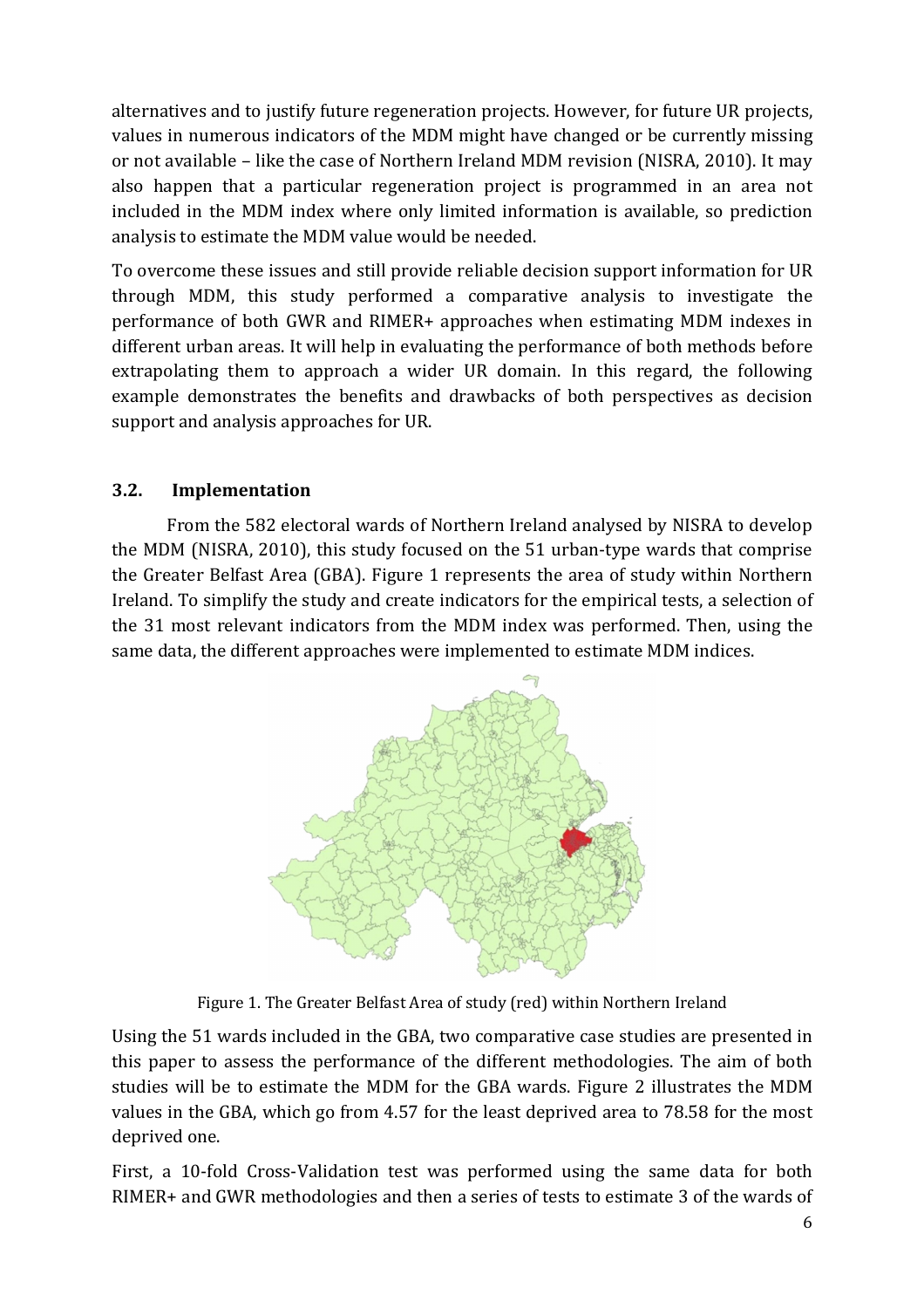alternatives and to justify future regeneration projects. However, for future UR projects, values in numerous indicators of the MDM might have changed or be currently missing or not available – like the case of Northern Ireland MDM revision (NISRA, 2010). It may also happen that a particular regeneration project is programmed in an area not included in the MDM index where only limited information is available, so prediction analysis to estimate the MDM value would be needed.

To overcome these issues and still provide reliable decision support information for UR through MDM, this study performed a comparative analysis to investigate the performance of both GWR and RIMER+ approaches when estimating MDM indexes in different urban areas. It will help in evaluating the performance of both methods before extrapolating them to approach a wider UR domain. In this regard, the following example demonstrates the benefits and drawbacks of both perspectives as decision support and analysis approaches for UR.

### 3.2. Implementation

From the 582 electoral wards of Northern Ireland analysed by NISRA to develop the MDM (NISRA, 2010), this study focused on the 51 urban-type wards that comprise the Greater Belfast Area (GBA). Figure 1 represents the area of study within Northern Ireland. To simplify the study and create indicators for the empirical tests, a selection of the 31 most relevant indicators from the MDM index was performed. Then, using the same data, the different approaches were implemented to estimate MDM indices.

Figure 1. The Greater Belfast Area of study (red) within Northern Ireland

Using the 51 wards included in the GBA, two comparative case studies are presented in this paper to assess the performance of the different methodologies. The aim of both studies will be to estimate the MDM for the GBA wards. Figure 2 illustrates the MDM values in the GBA, which go from 4.57 for the least deprived area to 78.58 for the most deprived one.

First, a 10-fold Cross-Validation test was performed using the same data for both RIMER+ and GWR methodologies and then a series of tests to estimate 3 of the wards of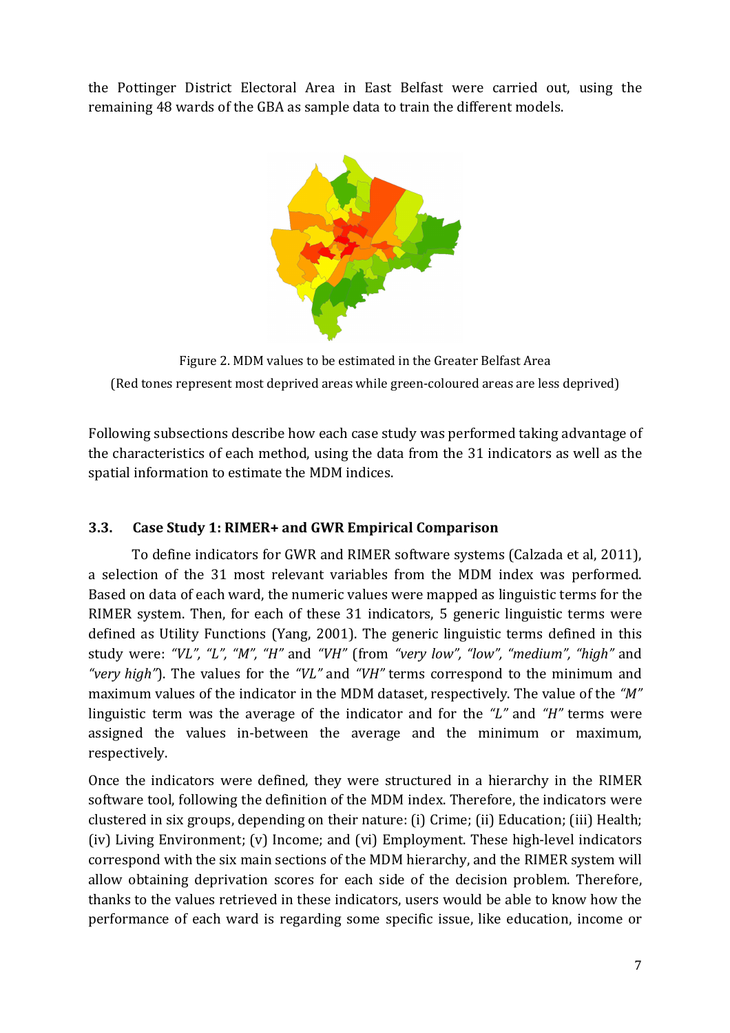the Pottinger District Electoral Area in East Belfast were carried out, using the remaining 48 wards of the GBA as sample data to train the different models.

Figure 2. MDM values to be estimated in the Greater Belfast Area

(Red tones represent most deprived areas while green-coloured areas are less deprived)

Following subsections describe how each case study was performed taking advantage of the characteristics of each method, using the data from the 31 indicators as well as the spatial information to estimate the MDM indices.

### 3.3. Case Study 1: RIMER+ and GWR Empirical Comparison

To define indicators for GWR and RIMER software systems (Calzada et al, 2011), a selection of the 31 most relevant variables from the MDM index was performed. Based on data of each ward, the numeric values were mapped as linguistic terms for the RIMER system. Then, for each of these 31 indicators, 5 generic linguistic terms were defined as Utility Functions (Yang, 2001). The generic linguistic terms defined in this study were: *"VL"*, *"L"*, *"M"*, *"H"* and *"VH"* (from *"very low"*, *"low"*, *"medium"*, *"high"* and *"very high"*). The values for the *"VL"* and *"VH"* terms correspond to the minimum and maximum values of the indicator in the MDM dataset, respectively. The value of the *"M"* linguistic term was the average of the indicator and for the *"L"* and *"H"* terms were assigned the values in-between the average and the minimum or maximum, respectively.

Once the indicators were defined, they were structured in a hierarchy in the RIMER software tool, following the definition of the MDM index. Therefore, the indicators were clustered in six groups, depending on their nature: (i) Crime; (ii) Education; (iii) Health; (iv) Living Environment; (v) Income; and (vi) Employment. These high-level indicators correspond with the six main sections of the MDM hierarchy, and the RIMER system will allow obtaining deprivation scores for each side of the decision problem. Therefore, thanks to the values retrieved in these indicators, users would be able to know how the performance of each ward is regarding some specific issue, like education, income or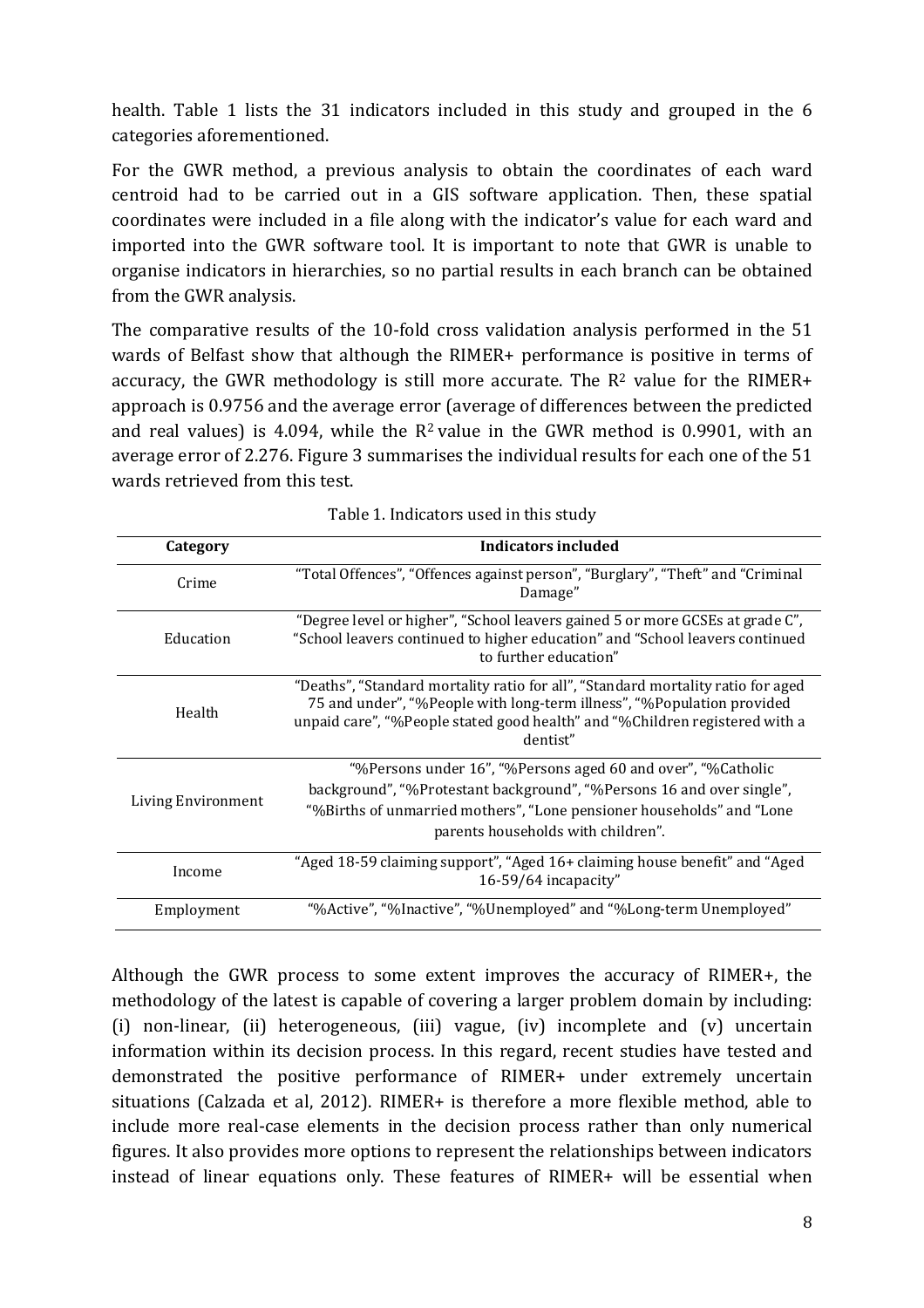health. Table 1 lists the 31 indicators included in this study and grouped in the 6 categories aforementioned.

For the GWR method, a previous analysis to obtain the coordinates of each ward centroid had to be carried out in a GIS software application. Then, these spatial coordinates were included in a file along with the indicator's value for each ward and imported into the GWR software tool. It is important to note that GWR is unable to organise indicators in hierarchies, so no partial results in each branch can be obtained from the GWR analysis.

The comparative results of the 10-fold cross validation analysis performed in the 51 wards of Belfast show that although the RIMER+ performance is positive in terms of accuracy, the GWR methodology is still more accurate. The $R^2$ value for the RIMER+ approach is 0.9756 and the average error (average of differences between the predicted and real values) is 4.094, while the $R^2$ value in the GWR method is 0.9901, with an average error of 2.276. Figure 3 summarises the individual results for each one of the 51 wards retrieved from this test.

Table 1. Indicators used in this study

| Category | Indicators included |
|---|---|
| Crime | "Total Offences", "Offences against person", "Burglary", "Theft" and "Criminal Damage" |
| Education | "Degree level or higher", "School leavers gained 5 or more GCSEs at grade C", "School leavers continued to higher education" and "School leavers continued to further education" |
| Health | "Deaths", "Standard mortality ratio for all", "Standard mortality ratio for aged 75 and under", "%People with long-term illness", "%Population provided unpaid care", "%People stated good health" and "%Children registered with a dentist" |
| Living Environment | "%Persons under 16", "%Persons aged 60 and over", "%Catholic background", "%Protestant background", "%Persons 16 and over single", "%Births of unmarried mothers", "Lone pensioner households" and "Lone parents households with children". |
| Income | "Aged 18-59 claiming support", "Aged 16+ claiming house benefit" and "Aged 16-59/64 incapacity" |
| Employment | "%Active", "%Inactive", "%Unemployed" and "%Long-term Unemployed" |

Although the GWR process to some extent improves the accuracy of RIMER+, the methodology of the latest is capable of covering a larger problem domain by including: (i) non-linear, (ii) heterogeneous, (iii) vague, (iv) incomplete and (v) uncertain information within its decision process. In this regard, recent studies have tested and demonstrated the positive performance of RIMER+ under extremely uncertain situations (Calzada et al, 2012). RIMER+ is therefore a more flexible method, able to include more real-case elements in the decision process rather than only numerical figures. It also provides more options to represent the relationships between indicators instead of linear equations only. These features of RIMER+ will be essential when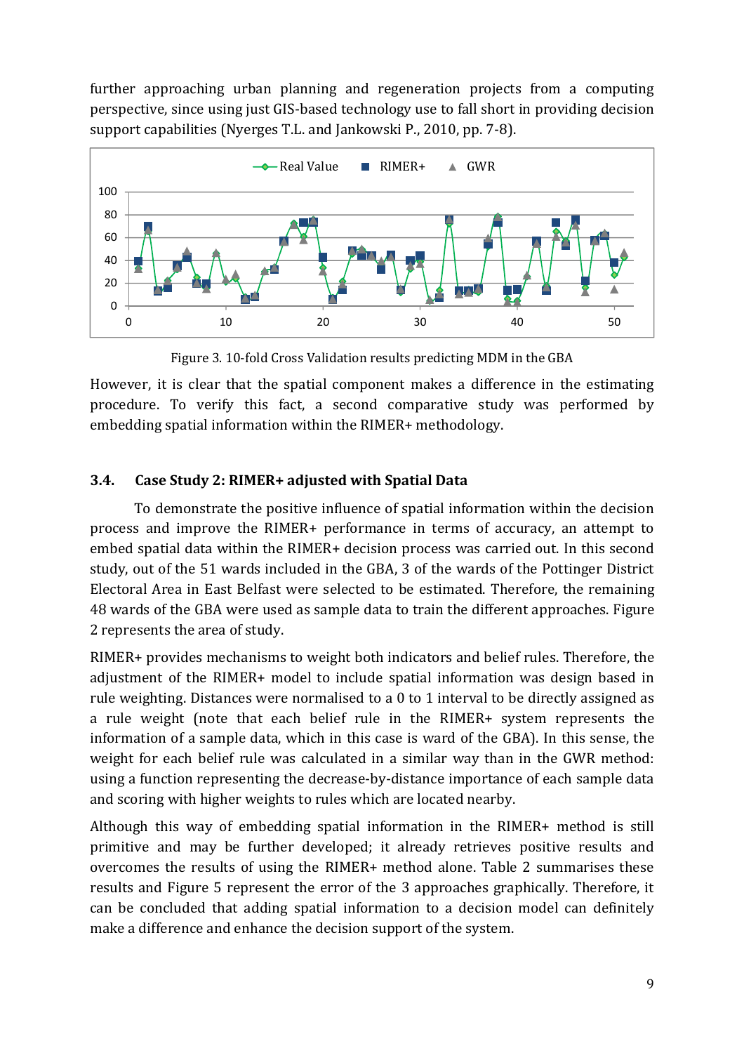further approaching urban planning and regeneration projects from a computing perspective, since using just GIS-based technology use to fall short in providing decision support capabilities (Nyerges T.L. and Jankowski P., 2010, pp. 7-8).

Figure 3. 10-fold Cross Validation results predicting MDM in the GBA

However, it is clear that the spatial component makes a difference in the estimating procedure. To verify this fact, a second comparative study was performed by embedding spatial information within the RIMER+ methodology.

### 3.4. Case Study 2: RIMER+ adjusted with Spatial Data

To demonstrate the positive influence of spatial information within the decision process and improve the RIMER+ performance in terms of accuracy, an attempt to embed spatial data within the RIMER+ decision process was carried out. In this second study, out of the 51 wards included in the GBA, 3 of the wards of the Pottinger District Electoral Area in East Belfast were selected to be estimated. Therefore, the remaining 48 wards of the GBA were used as sample data to train the different approaches. Figure 2 represents the area of study.

RIMER+ provides mechanisms to weight both indicators and belief rules. Therefore, the adjustment of the RIMER+ model to include spatial information was design based in rule weighting. Distances were normalised to a 0 to 1 interval to be directly assigned as a rule weight (note that each belief rule in the RIMER+ system represents the information of a sample data, which in this case is ward of the GBA). In this sense, the weight for each belief rule was calculated in a similar way than in the GWR method: using a function representing the decrease-by-distance importance of each sample data and scoring with higher weights to rules which are located nearby.

Although this way of embedding spatial information in the RIMER+ method is still primitive and may be further developed; it already retrieves positive results and overcomes the results of using the RIMER+ method alone. Table 2 summarises these results and Figure 5 represent the error of the 3 approaches graphically. Therefore, it can be concluded that adding spatial information to a decision model can definitely make a difference and enhance the decision support of the system.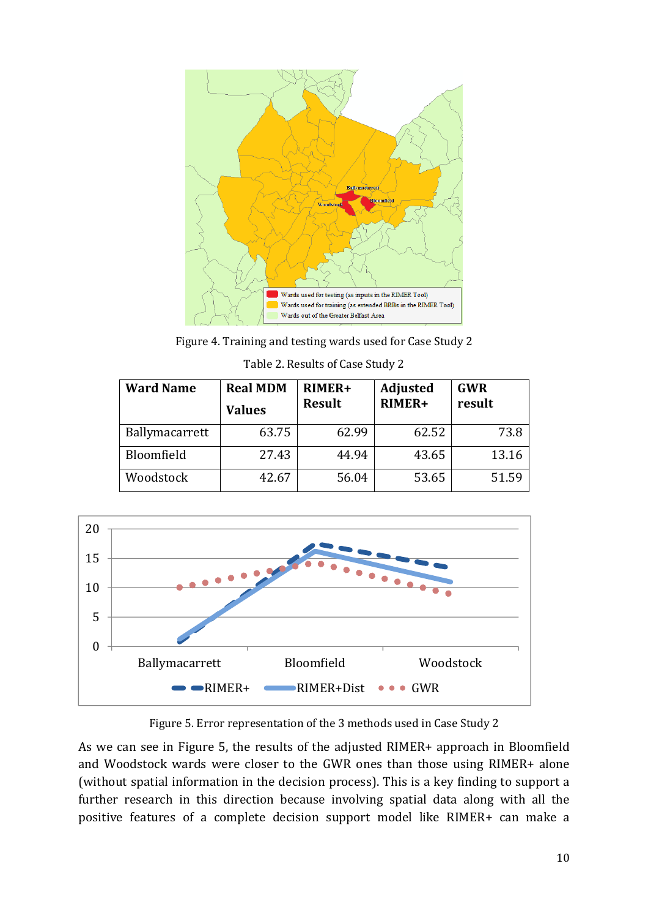Figure 4. Training and testing wards used for Case Study 2

Table 2. Results of Case Study 2

| Ward Name | Real MDM Values | RIMER+ Result | Adjusted RIMER+ | GWR result |
|---|---|---|---|---|
| Ballymacarrett | 63.75 | 62.99 | 62.52 | 73.8 |
| Bloomfield | 27.43 | 44.94 | 43.65 | 13.16 |
| Woodstock | 42.67 | 56.04 | 53.65 | 51.59 |

Figure 5. Error representation of the 3 methods used in Case Study 2

As we can see in Figure 5, the results of the adjusted RIMER+ approach in Bloomfield and Woodstock wards were closer to the GWR ones than those using RIMER+ alone (without spatial information in the decision process). This is a key finding to support a further research in this direction because involving spatial data along with all the positive features of a complete decision support model like RIMER+ can make a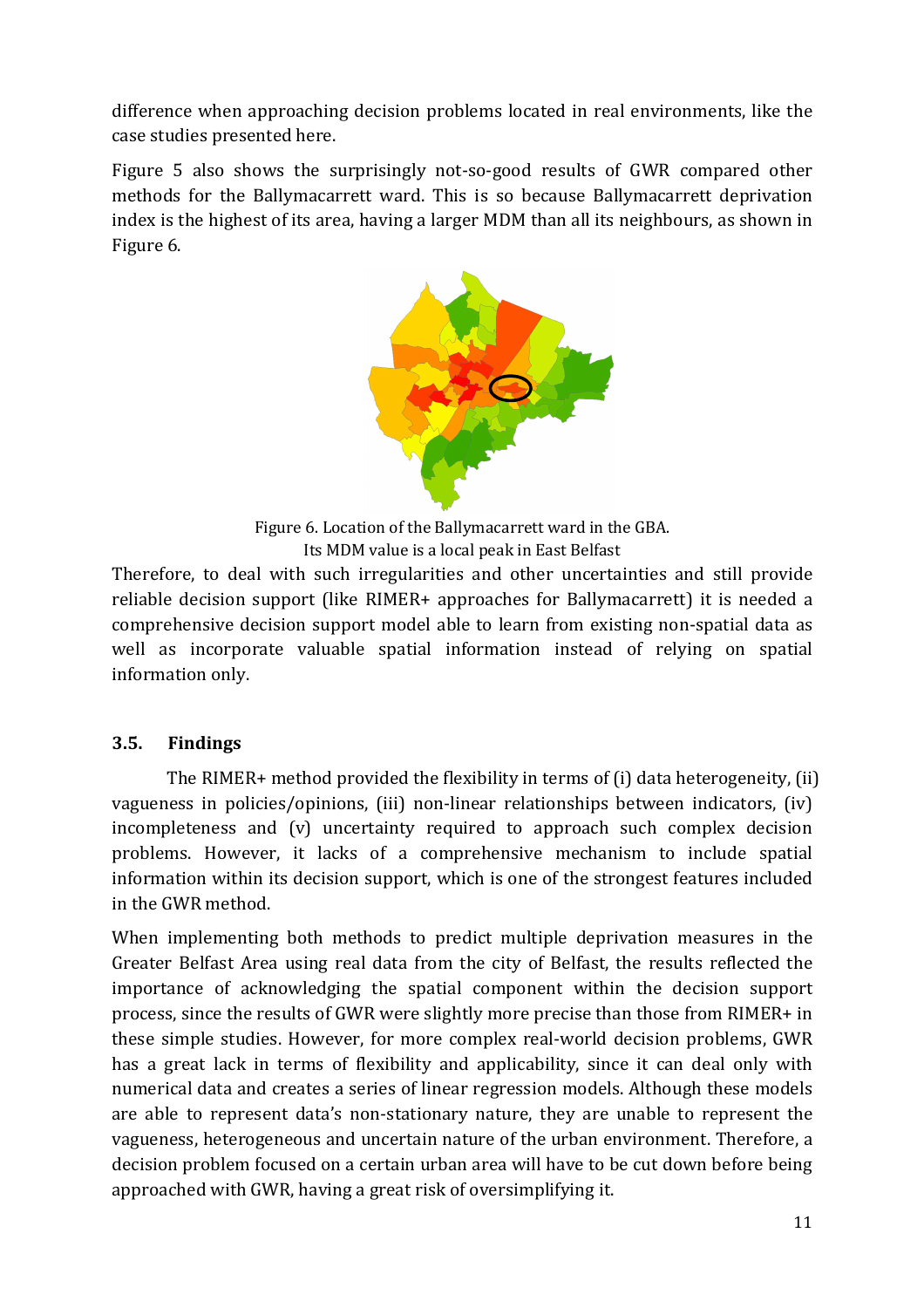difference when approaching decision problems located in real environments, like the case studies presented here.

Figure 5 also shows the surprisingly not-so-good results of GWR compared other methods for the Ballymacarrett ward. This is so because Ballymacarrett deprivation index is the highest of its area, having a larger MDM than all its neighbours, as shown in Figure 6.

Figure 6. Location of the Ballymacarrett ward in the GBA.
Its MDM value is a local peak in East Belfast

Therefore, to deal with such irregularities and other uncertainties and still provide reliable decision support (like RIMER+ approaches for Ballymacarrett) it is needed a comprehensive decision support model able to learn from existing non-spatial data as well as incorporate valuable spatial information instead of relying on spatial information only.

### 3.5. Findings

The RIMER+ method provided the flexibility in terms of (i) data heterogeneity, (ii) vagueness in policies/opinions, (iii) non-linear relationships between indicators, (iv) incompleteness and (v) uncertainty required to approach such complex decision problems. However, it lacks of a comprehensive mechanism to include spatial information within its decision support, which is one of the strongest features included in the GWR method.

When implementing both methods to predict multiple deprivation measures in the Greater Belfast Area using real data from the city of Belfast, the results reflected the importance of acknowledging the spatial component within the decision support process, since the results of GWR were slightly more precise than those from RIMER+ in these simple studies. However, for more complex real-world decision problems, GWR has a great lack in terms of flexibility and applicability, since it can deal only with numerical data and creates a series of linear regression models. Although these models are able to represent data's non-stationary nature, they are unable to represent the vagueness, heterogeneous and uncertain nature of the urban environment. Therefore, a decision problem focused on a certain urban area will have to be cut down before being approached with GWR, having a great risk of oversimplifying it.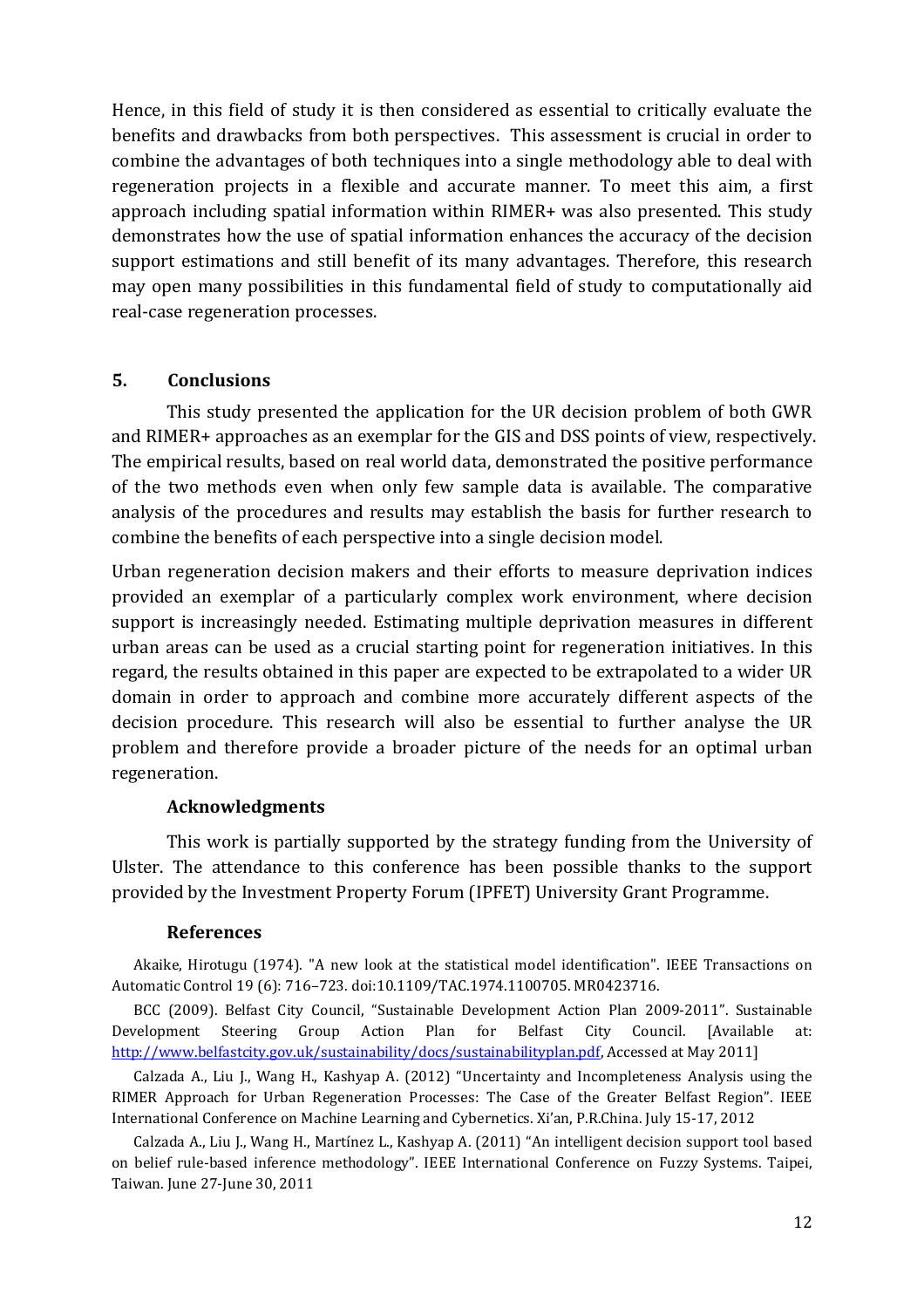Hence, in this field of study it is then considered as essential to critically evaluate the benefits and drawbacks from both perspectives. This assessment is crucial in order to combine the advantages of both techniques into a single methodology able to deal with regeneration projects in a flexible and accurate manner. To meet this aim, a first approach including spatial information within RIMER+ was also presented. This study demonstrates how the use of spatial information enhances the accuracy of the decision support estimations and still benefit of its many advantages. Therefore, this research may open many possibilities in this fundamental field of study to computationally aid real-case regeneration processes.

## 5. Conclusions

This study presented the application for the UR decision problem of both GWR and RIMER+ approaches as an exemplar for the GIS and DSS points of view, respectively. The empirical results, based on real world data, demonstrated the positive performance of the two methods even when only few sample data is available. The comparative analysis of the procedures and results may establish the basis for further research to combine the benefits of each perspective into a single decision model.

Urban regeneration decision makers and their efforts to measure deprivation indices provided an exemplar of a particularly complex work environment, where decision support is increasingly needed. Estimating multiple deprivation measures in different urban areas can be used as a crucial starting point for regeneration initiatives. In this regard, the results obtained in this paper are expected to be extrapolated to a wider UR domain in order to approach and combine more accurately different aspects of the decision procedure. This research will also be essential to further analyse the UR problem and therefore provide a broader picture of the needs for an optimal urban regeneration.

### Acknowledgments

This work is partially supported by the strategy funding from the University of Ulster. The attendance to this conference has been possible thanks to the support provided by the Investment Property Forum (IPFET) University Grant Programme.

### References

Akaike, Hirotugu (1974). "A new look at the statistical model identification". IEEE Transactions on Automatic Control 19 (6): 716–723. doi:10.1109/TAC.1974.1100705. MR0423716.

BCC (2009). Belfast City Council, "Sustainable Development Action Plan 2009-2011". Sustainable Development Steering Group Action Plan for Belfast City Council. [Available at: http://www.belfastcity.gov.uk/sustainability/docs/sustainabilityplan.pdf, Accessed at May 2011]

Calzada A., Liu J., Wang H., Kashyap A. (2012) "Uncertainty and Incompleteness Analysis using the RIMER Approach for Urban Regeneration Processes: The Case of the Greater Belfast Region". IEEE International Conference on Machine Learning and Cybernetics. Xi'an, P.R.China. July 15-17, 2012

Calzada A., Liu J., Wang H., Martínez L., Kashyap A. (2011) "An intelligent decision support tool based on belief rule-based inference methodology". IEEE International Conference on Fuzzy Systems. Taipei, Taiwan. June 27-June 30, 2011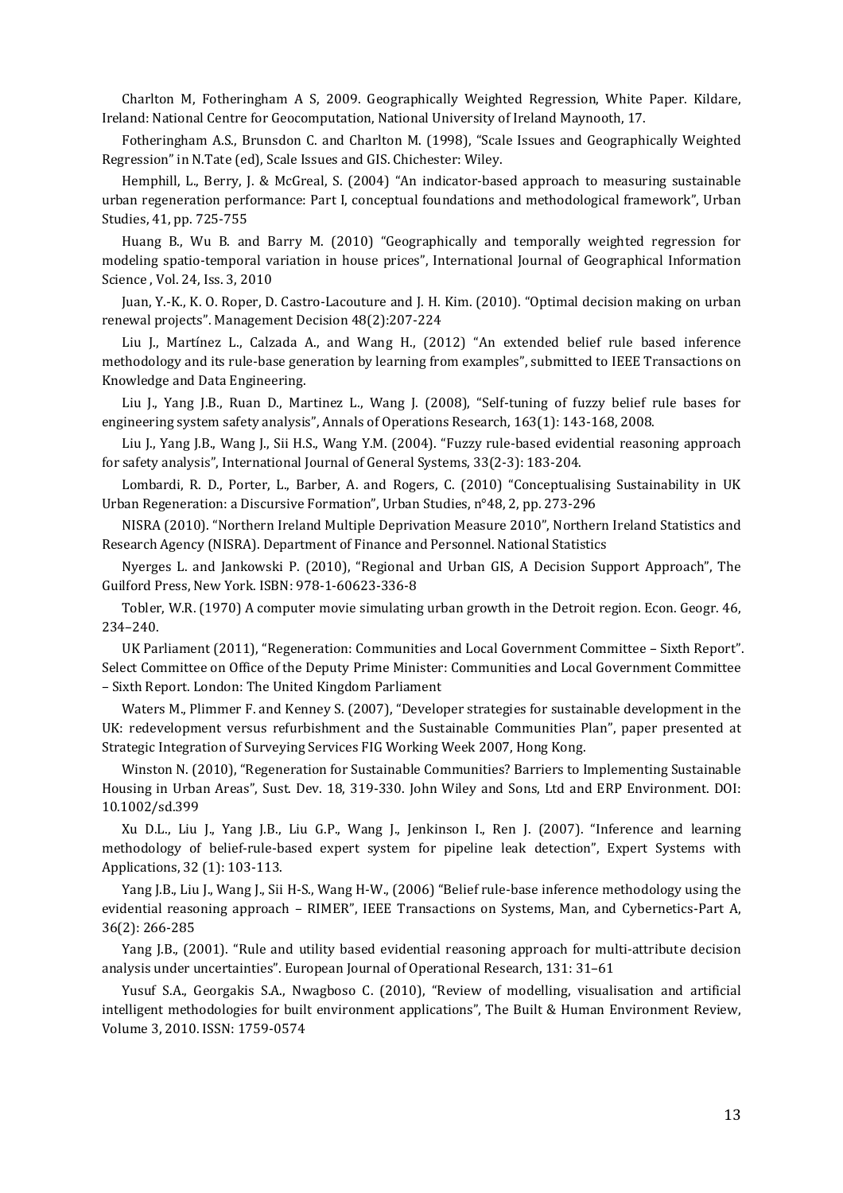Charlton M, Fotheringham A S, 2009. Geographically Weighted Regression, White Paper. Kildare, Ireland: National Centre for Geocomputation, National University of Ireland Maynooth, 17.

Fotheringham A.S., Brunsdon C. and Charlton M. (1998), "Scale Issues and Geographically Weighted Regression" in N.Tate (ed), Scale Issues and GIS. Chichester: Wiley.

Hemphill, L., Berry, J. & McGreal, S. (2004) "An indicator-based approach to measuring sustainable urban regeneration performance: Part I, conceptual foundations and methodological framework", Urban Studies, 41, pp. 725-755

Huang B., Wu B. and Barry M. (2010) "Geographically and temporally weighted regression for modeling spatio-temporal variation in house prices", International Journal of Geographical Information Science , Vol. 24, Iss. 3, 2010

Juan, Y.-K., K. O. Roper, D. Castro-Lacouture and J. H. Kim. (2010). "Optimal decision making on urban renewal projects". Management Decision 48(2):207-224

Liu J., Martínez L., Calzada A., and Wang H., (2012) "An extended belief rule based inference methodology and its rule-base generation by learning from examples", submitted to IEEE Transactions on Knowledge and Data Engineering.

Liu J., Yang J.B., Ruan D., Martinez L., Wang J. (2008), "Self-tuning of fuzzy belief rule bases for engineering system safety analysis", Annals of Operations Research, 163(1): 143-168, 2008.

Liu J., Yang J.B., Wang J., Sii H.S., Wang Y.M. (2004). "Fuzzy rule-based evidential reasoning approach for safety analysis", International Journal of General Systems, 33(2-3): 183-204.

Lombardi, R. D., Porter, L., Barber, A. and Rogers, C. (2010) "Conceptualising Sustainability in UK Urban Regeneration: a Discursive Formation", Urban Studies, n°48, 2, pp. 273-296

NISRA (2010). "Northern Ireland Multiple Deprivation Measure 2010", Northern Ireland Statistics and Research Agency (NISRA). Department of Finance and Personnel. National Statistics

Nyerges L. and Jankowski P. (2010), "Regional and Urban GIS, A Decision Support Approach", The Guilford Press, New York. ISBN: 978-1-60623-336-8

Tobler, W.R. (1970) A computer movie simulating urban growth in the Detroit region. Econ. Geogr. 46, 234–240.

UK Parliament (2011), "Regeneration: Communities and Local Government Committee – Sixth Report". Select Committee on Office of the Deputy Prime Minister: Communities and Local Government Committee – Sixth Report. London: The United Kingdom Parliament

Waters M., Plimmer F. and Kenney S. (2007), "Developer strategies for sustainable development in the UK: redevelopment versus refurbishment and the Sustainable Communities Plan", paper presented at Strategic Integration of Surveying Services FIG Working Week 2007, Hong Kong.

Winston N. (2010), "Regeneration for Sustainable Communities? Barriers to Implementing Sustainable Housing in Urban Areas", Sust. Dev. 18, 319-330. John Wiley and Sons, Ltd and ERP Environment. DOI: 10.1002/sd.399

Xu D.L., Liu J., Yang J.B., Liu G.P., Wang J., Jenkinson I., Ren J. (2007). "Inference and learning methodology of belief-rule-based expert system for pipeline leak detection", Expert Systems with Applications, 32 (1): 103-113.

Yang J.B., Liu J., Wang J., Sii H-S., Wang H-W., (2006) "Belief rule-base inference methodology using the evidential reasoning approach – RIMER", IEEE Transactions on Systems, Man, and Cybernetics-Part A, 36(2): 266-285

Yang J.B., (2001). "Rule and utility based evidential reasoning approach for multi-attribute decision analysis under uncertainties". European Journal of Operational Research, 131: 31–61

Yusuf S.A., Georgakis S.A., Nwagboso C. (2010), "Review of modelling, visualisation and artificial intelligent methodologies for built environment applications", The Built & Human Environment Review, Volume 3, 2010. ISSN: 1759-0574